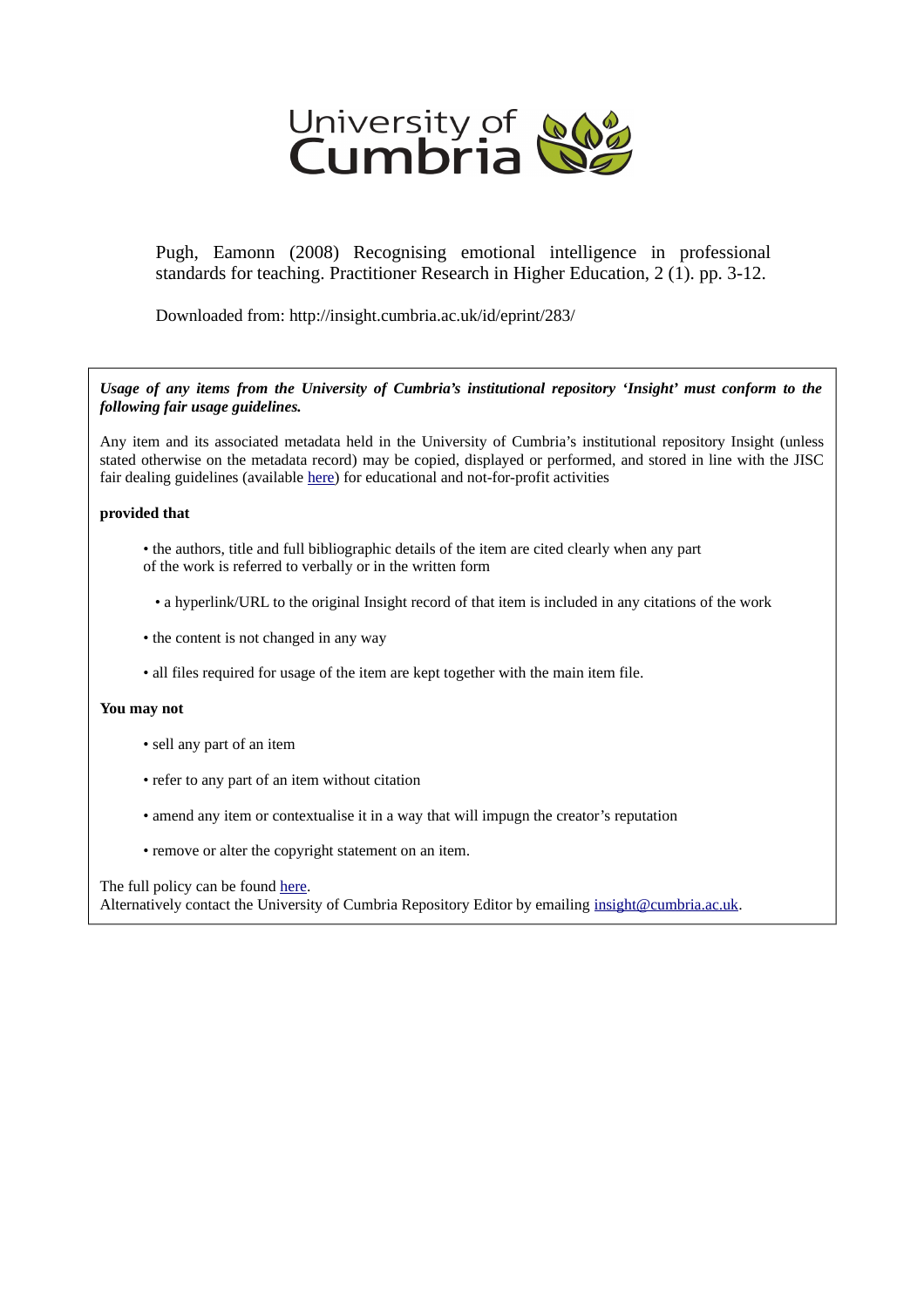University of Cumbria

Pugh, Eamonn (2008) Recognising emotional intelligence in professional standards for teaching. Practitioner Research in Higher Education, 2 (1). pp. 3-12.

Downloaded from: http://insight.cumbria.ac.uk/id/eprint/283/

***Usage of any items from the University of Cumbria's institutional repository 'Insight' must conform to the following fair usage guidelines.***

Any item and its associated metadata held in the University of Cumbria's institutional repository Insight (unless stated otherwise on the metadata record) may be copied, displayed or performed, and stored in line with the JISC fair dealing guidelines (available here) for educational and not-for-profit activities

**provided that**

- the authors, title and full bibliographic details of the item are cited clearly when any part of the work is referred to verbally or in the written form
- a hyperlink/URL to the original Insight record of that item is included in any citations of the work
- the content is not changed in any way
- all files required for usage of the item are kept together with the main item file.

**You may not**

- sell any part of an item
- refer to any part of an item without citation
- amend any item or contextualise it in a way that will impugn the creator's reputation
- remove or alter the copyright statement on an item.

The full policy can be found here.
Alternatively contact the University of Cumbria Repository Editor by emailing insight@cumbria.ac.uk.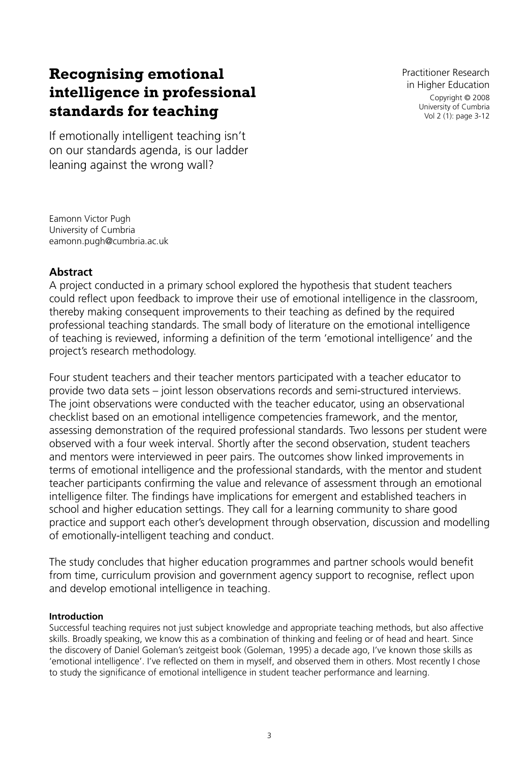# Recognising emotional intelligence in professional standards for teaching

If emotionally intelligent teaching isn't on our standards agenda, is our ladder leaning against the wrong wall?

Practitioner Research in Higher Education
Copyright © 2008 University of Cumbria
Vol 2 (1): page 3-12

Eamonn Victor Pugh
University of Cumbria
eamonn.pugh@cumbria.ac.uk

## Abstract

A project conducted in a primary school explored the hypothesis that student teachers could reflect upon feedback to improve their use of emotional intelligence in the classroom, thereby making consequent improvements to their teaching as defined by the required professional teaching standards. The small body of literature on the emotional intelligence of teaching is reviewed, informing a definition of the term 'emotional intelligence' and the project's research methodology.

Four student teachers and their teacher mentors participated with a teacher educator to provide two data sets – joint lesson observations records and semi-structured interviews. The joint observations were conducted with the teacher educator, using an observational checklist based on an emotional intelligence competencies framework, and the mentor, assessing demonstration of the required professional standards. Two lessons per student were observed with a four week interval. Shortly after the second observation, student teachers and mentors were interviewed in peer pairs. The outcomes show linked improvements in terms of emotional intelligence and the professional standards, with the mentor and student teacher participants confirming the value and relevance of assessment through an emotional intelligence filter. The findings have implications for emergent and established teachers in school and higher education settings. They call for a learning community to share good practice and support each other's development through observation, discussion and modelling of emotionally-intelligent teaching and conduct.

The study concludes that higher education programmes and partner schools would benefit from time, curriculum provision and government agency support to recognise, reflect upon and develop emotional intelligence in teaching.

### Introduction

Successful teaching requires not just subject knowledge and appropriate teaching methods, but also affective skills. Broadly speaking, we know this as a combination of thinking and feeling or of head and heart. Since the discovery of Daniel Goleman's zeitgeist book (Goleman, 1995) a decade ago, I've known those skills as 'emotional intelligence'. I've reflected on them in myself, and observed them in others. Most recently I chose to study the significance of emotional intelligence in student teacher performance and learning.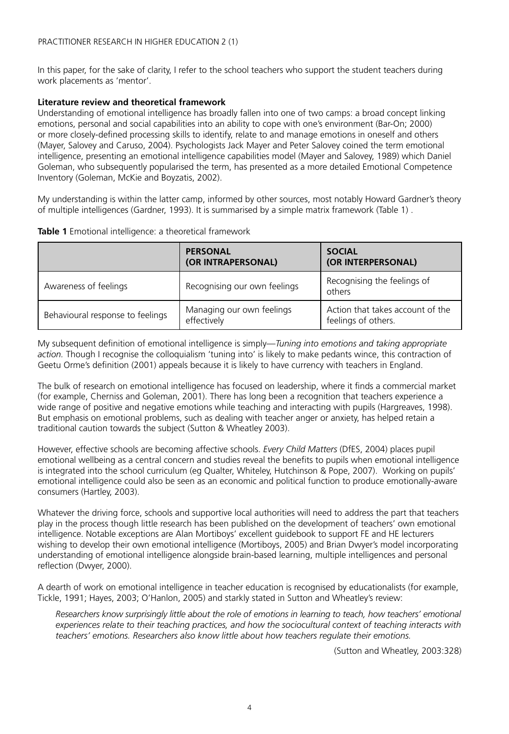In this paper, for the sake of clarity, I refer to the school teachers who support the student teachers during work placements as 'mentor'.

**Literature review and theoretical framework**

Understanding of emotional intelligence has broadly fallen into one of two camps: a broad concept linking emotions, personal and social capabilities into an ability to cope with one's environment (Bar-On; 2000) or more closely-defined processing skills to identify, relate to and manage emotions in oneself and others (Mayer, Salovey and Caruso, 2004). Psychologists Jack Mayer and Peter Salovey coined the term emotional intelligence, presenting an emotional intelligence capabilities model (Mayer and Salovey, 1989) which Daniel Goleman, who subsequently popularised the term, has presented as a more detailed Emotional Competence Inventory (Goleman, McKie and Boyzatis, 2002).

My understanding is within the latter camp, informed by other sources, most notably Howard Gardner's theory of multiple intelligences (Gardner, 1993). It is summarised by a simple matrix framework (Table 1) .

**Table 1** Emotional intelligence: a theoretical framework

| | **PERSONAL (OR INTRAPERSONAL)** | **SOCIAL (OR INTERPERSONAL)** |
|---|---|---|
| Awareness of feelings | Recognising our own feelings | Recognising the feelings of others |
| Behavioural response to feelings | Managing our own feelings effectively | Action that takes account of the feelings of others. |

My subsequent definition of emotional intelligence is simply—*Tuning into emotions and taking appropriate action.* Though I recognise the colloquialism 'tuning into' is likely to make pedants wince, this contraction of Geetu Orme's definition (2001) appeals because it is likely to have currency with teachers in England.

The bulk of research on emotional intelligence has focused on leadership, where it finds a commercial market (for example, Cherniss and Goleman, 2001). There has long been a recognition that teachers experience a wide range of positive and negative emotions while teaching and interacting with pupils (Hargreaves, 1998). But emphasis on emotional problems, such as dealing with teacher anger or anxiety, has helped retain a traditional caution towards the subject (Sutton & Wheatley 2003).

However, effective schools are becoming affective schools. *Every Child Matters* (DfES, 2004) places pupil emotional wellbeing as a central concern and studies reveal the benefits to pupils when emotional intelligence is integrated into the school curriculum (eg Qualter, Whiteley, Hutchinson & Pope, 2007). Working on pupils' emotional intelligence could also be seen as an economic and political function to produce emotionally-aware consumers (Hartley, 2003).

Whatever the driving force, schools and supportive local authorities will need to address the part that teachers play in the process though little research has been published on the development of teachers' own emotional intelligence. Notable exceptions are Alan Mortiboys' excellent guidebook to support FE and HE lecturers wishing to develop their own emotional intelligence (Mortiboys, 2005) and Brian Dwyer's model incorporating understanding of emotional intelligence alongside brain-based learning, multiple intelligences and personal reflection (Dwyer, 2000).

A dearth of work on emotional intelligence in teacher education is recognised by educationalists (for example, Tickle, 1991; Hayes, 2003; O'Hanlon, 2005) and starkly stated in Sutton and Wheatley's review:

> *Researchers know surprisingly little about the role of emotions in learning to teach, how teachers' emotional experiences relate to their teaching practices, and how the sociocultural context of teaching interacts with teachers' emotions. Researchers also know little about how teachers regulate their emotions.*
>
> (Sutton and Wheatley, 2003:328)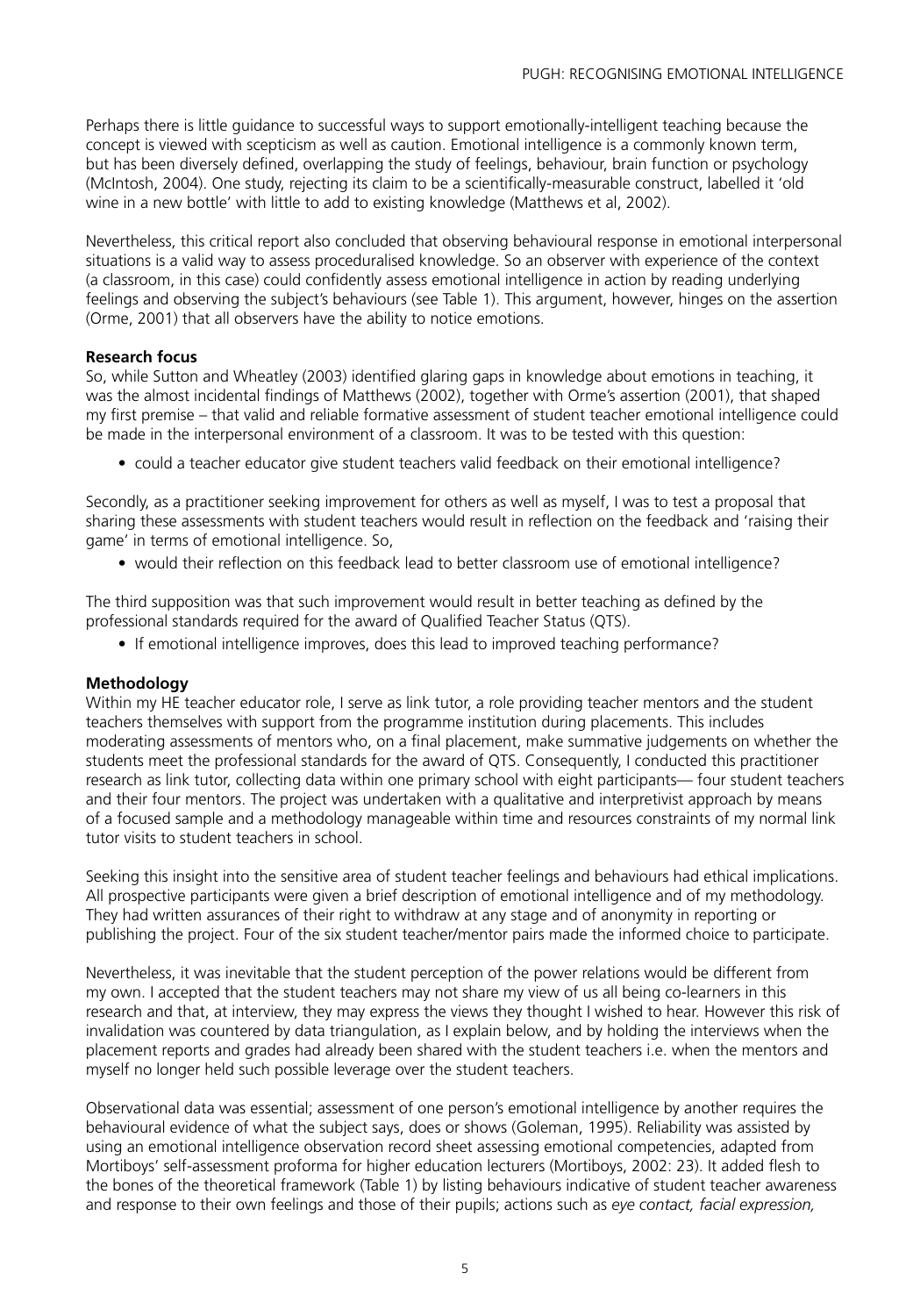Perhaps there is little guidance to successful ways to support emotionally-intelligent teaching because the concept is viewed with scepticism as well as caution. Emotional intelligence is a commonly known term, but has been diversely defined, overlapping the study of feelings, behaviour, brain function or psychology (McIntosh, 2004). One study, rejecting its claim to be a scientifically-measurable construct, labelled it 'old wine in a new bottle' with little to add to existing knowledge (Matthews et al, 2002).

Nevertheless, this critical report also concluded that observing behavioural response in emotional interpersonal situations is a valid way to assess proceduralised knowledge. So an observer with experience of the context (a classroom, in this case) could confidently assess emotional intelligence in action by reading underlying feelings and observing the subject's behaviours (see Table 1). This argument, however, hinges on the assertion (Orme, 2001) that all observers have the ability to notice emotions.

**Research focus**

So, while Sutton and Wheatley (2003) identified glaring gaps in knowledge about emotions in teaching, it was the almost incidental findings of Matthews (2002), together with Orme's assertion (2001), that shaped my first premise – that valid and reliable formative assessment of student teacher emotional intelligence could be made in the interpersonal environment of a classroom. It was to be tested with this question:

- could a teacher educator give student teachers valid feedback on their emotional intelligence?

Secondly, as a practitioner seeking improvement for others as well as myself, I was to test a proposal that sharing these assessments with student teachers would result in reflection on the feedback and 'raising their game' in terms of emotional intelligence. So,

- would their reflection on this feedback lead to better classroom use of emotional intelligence?

The third supposition was that such improvement would result in better teaching as defined by the professional standards required for the award of Qualified Teacher Status (QTS).

- If emotional intelligence improves, does this lead to improved teaching performance?

**Methodology**

Within my HE teacher educator role, I serve as link tutor, a role providing teacher mentors and the student teachers themselves with support from the programme institution during placements. This includes moderating assessments of mentors who, on a final placement, make summative judgements on whether the students meet the professional standards for the award of QTS. Consequently, I conducted this practitioner research as link tutor, collecting data within one primary school with eight participants— four student teachers and their four mentors. The project was undertaken with a qualitative and interpretivist approach by means of a focused sample and a methodology manageable within time and resources constraints of my normal link tutor visits to student teachers in school.

Seeking this insight into the sensitive area of student teacher feelings and behaviours had ethical implications. All prospective participants were given a brief description of emotional intelligence and of my methodology. They had written assurances of their right to withdraw at any stage and of anonymity in reporting or publishing the project. Four of the six student teacher/mentor pairs made the informed choice to participate.

Nevertheless, it was inevitable that the student perception of the power relations would be different from my own. I accepted that the student teachers may not share my view of us all being co-learners in this research and that, at interview, they may express the views they thought I wished to hear. However this risk of invalidation was countered by data triangulation, as I explain below, and by holding the interviews when the placement reports and grades had already been shared with the student teachers i.e. when the mentors and myself no longer held such possible leverage over the student teachers.

Observational data was essential; assessment of one person's emotional intelligence by another requires the behavioural evidence of what the subject says, does or shows (Goleman, 1995). Reliability was assisted by using an emotional intelligence observation record sheet assessing emotional competencies, adapted from Mortiboys' self-assessment proforma for higher education lecturers (Mortiboys, 2002: 23). It added flesh to the bones of the theoretical framework (Table 1) by listing behaviours indicative of student teacher awareness and response to their own feelings and those of their pupils; actions such as *eye contact, facial expression,*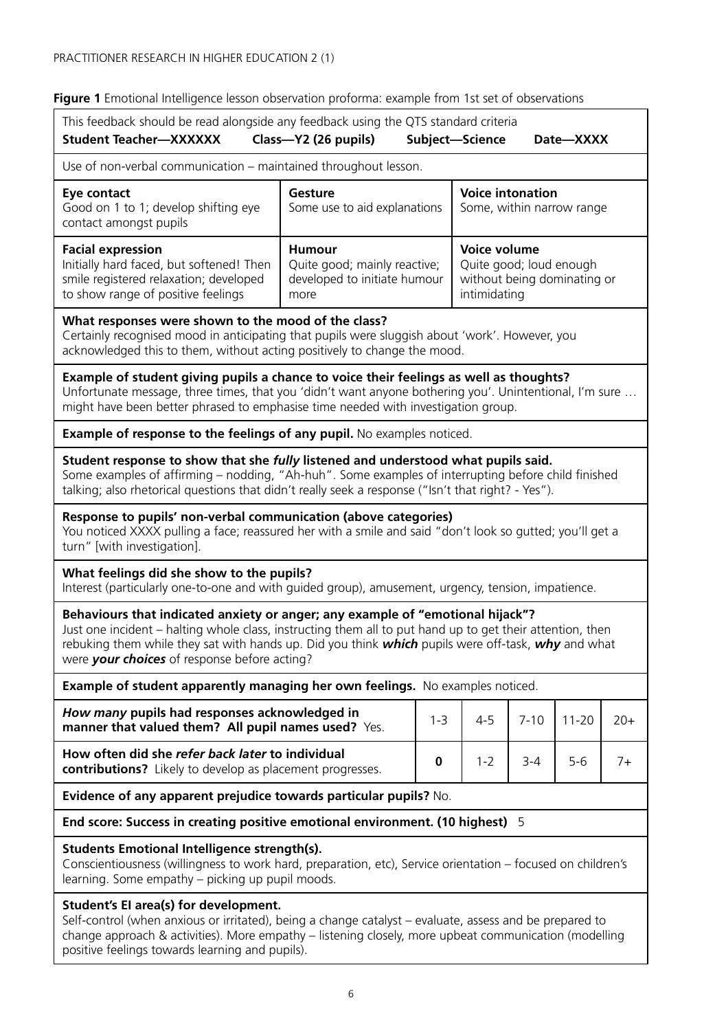**Figure 1** Emotional Intelligence lesson observation proforma: example from 1st set of observations

This feedback should be read alongside any feedback using the QTS standard criteria

**Student Teacher—XXXXXX** **Class—Y2 (26 pupils)** **Subject—Science** **Date—XXXX**

Use of non-verbal communication – maintained throughout lesson.

| **Eye contact** | **Gesture** | **Voice intonation** |
|---|---|---|
| Good on 1 to 1; develop shifting eye contact amongst pupils | Some use to aid explanations | Some, within narrow range |
| **Facial expression** Initially hard faced, but softened! Then smile registered relaxation; developed to show range of positive feelings | **Humour** Quite good; mainly reactive; developed to initiate humour more | **Voice volume** Quite good; loud enough without being dominating or intimidating |

**What responses were shown to the mood of the class?**
Certainly recognised mood in anticipating that pupils were sluggish about 'work'. However, you acknowledged this to them, without acting positively to change the mood.

**Example of student giving pupils a chance to voice their feelings as well as thoughts?**
Unfortunate message, three times, that you 'didn't want anyone bothering you'. Unintentional, I'm sure … might have been better phrased to emphasise time needed with investigation group.

**Example of response to the feelings of any pupil.** No examples noticed.

**Student response to show that she *fully* listened and understood what pupils said.**
Some examples of affirming – nodding, "Ah-huh". Some examples of interrupting before child finished talking; also rhetorical questions that didn't really seek a response ("Isn't that right? - Yes").

**Response to pupils' non-verbal communication (above categories)**
You noticed XXXX pulling a face; reassured her with a smile and said "don't look so gutted; you'll get a turn" [with investigation].

**What feelings did she show to the pupils?**
Interest (particularly one-to-one and with guided group), amusement, urgency, tension, impatience.

**Behaviours that indicated anxiety or anger; any example of "emotional hijack"?**
Just one incident – halting whole class, instructing them all to put hand up to get their attention, then rebuking them while they sat with hands up. Did you think ***which*** pupils were off-task, ***why*** and what were ***your choices*** of response before acting?

**Example of student apparently managing her own feelings.** No examples noticed.

| | | | | | |
|---|---|---|---|---|---|
| ***How many*** **pupils had responses acknowledged in manner that valued them? All pupil names used?** Yes. | 1-3 | 4-5 | 7-10 | 11-20 | 20+ |
| **How often did she *refer back later* to individual contributions?** Likely to develop as placement progresses. | **0** | 1-2 | 3-4 | 5-6 | 7+ |

**Evidence of any apparent prejudice towards particular pupils?** No.

**End score: Success in creating positive emotional environment. (10 highest)** 5

**Students Emotional Intelligence strength(s).**
Conscientiousness (willingness to work hard, preparation, etc), Service orientation – focused on children's learning. Some empathy – picking up pupil moods.

**Student's EI area(s) for development.**
Self-control (when anxious or irritated), being a change catalyst – evaluate, assess and be prepared to change approach & activities). More empathy – listening closely, more upbeat communication (modelling positive feelings towards learning and pupils).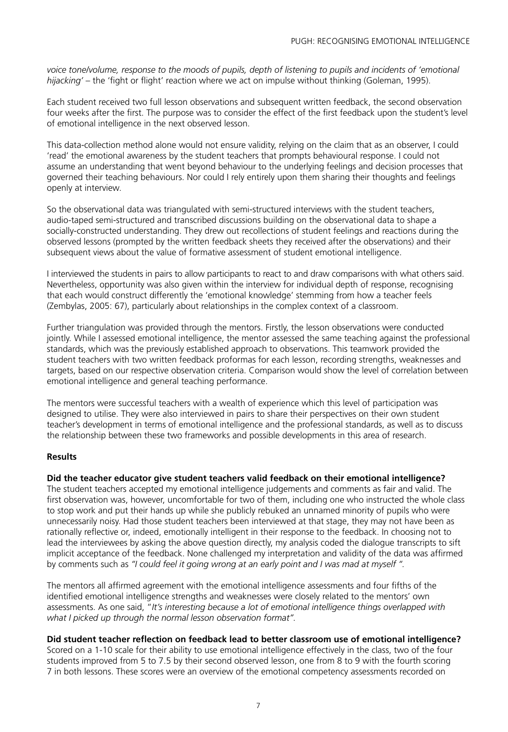*voice tone/volume, response to the moods of pupils, depth of listening to pupils and incidents of 'emotional hijacking'* – the 'fight or flight' reaction where we act on impulse without thinking (Goleman, 1995).

Each student received two full lesson observations and subsequent written feedback, the second observation four weeks after the first. The purpose was to consider the effect of the first feedback upon the student's level of emotional intelligence in the next observed lesson.

This data-collection method alone would not ensure validity, relying on the claim that as an observer, I could 'read' the emotional awareness by the student teachers that prompts behavioural response. I could not assume an understanding that went beyond behaviour to the underlying feelings and decision processes that governed their teaching behaviours. Nor could I rely entirely upon them sharing their thoughts and feelings openly at interview.

So the observational data was triangulated with semi-structured interviews with the student teachers, audio-taped semi-structured and transcribed discussions building on the observational data to shape a socially-constructed understanding. They drew out recollections of student feelings and reactions during the observed lessons (prompted by the written feedback sheets they received after the observations) and their subsequent views about the value of formative assessment of student emotional intelligence.

I interviewed the students in pairs to allow participants to react to and draw comparisons with what others said. Nevertheless, opportunity was also given within the interview for individual depth of response, recognising that each would construct differently the 'emotional knowledge' stemming from how a teacher feels (Zembylas, 2005: 67), particularly about relationships in the complex context of a classroom.

Further triangulation was provided through the mentors. Firstly, the lesson observations were conducted jointly. While I assessed emotional intelligence, the mentor assessed the same teaching against the professional standards, which was the previously established approach to observations. This teamwork provided the student teachers with two written feedback proformas for each lesson, recording strengths, weaknesses and targets, based on our respective observation criteria. Comparison would show the level of correlation between emotional intelligence and general teaching performance.

The mentors were successful teachers with a wealth of experience which this level of participation was designed to utilise. They were also interviewed in pairs to share their perspectives on their own student teacher's development in terms of emotional intelligence and the professional standards, as well as to discuss the relationship between these two frameworks and possible developments in this area of research.

**Results**

**Did the teacher educator give student teachers valid feedback on their emotional intelligence?**

The student teachers accepted my emotional intelligence judgements and comments as fair and valid. The first observation was, however, uncomfortable for two of them, including one who instructed the whole class to stop work and put their hands up while she publicly rebuked an unnamed minority of pupils who were unnecessarily noisy. Had those student teachers been interviewed at that stage, they may not have been as rationally reflective or, indeed, emotionally intelligent in their response to the feedback. In choosing not to lead the interviewees by asking the above question directly, my analysis coded the dialogue transcripts to sift implicit acceptance of the feedback. None challenged my interpretation and validity of the data was affirmed by comments such as *"I could feel it going wrong at an early point and I was mad at myself ".*

The mentors all affirmed agreement with the emotional intelligence assessments and four fifths of the identified emotional intelligence strengths and weaknesses were closely related to the mentors' own assessments. As one said, "*It's interesting because a lot of emotional intelligence things overlapped with what I picked up through the normal lesson observation format".*

**Did student teacher reflection on feedback lead to better classroom use of emotional intelligence?**

Scored on a 1-10 scale for their ability to use emotional intelligence effectively in the class, two of the four students improved from 5 to 7.5 by their second observed lesson, one from 8 to 9 with the fourth scoring 7 in both lessons. These scores were an overview of the emotional competency assessments recorded on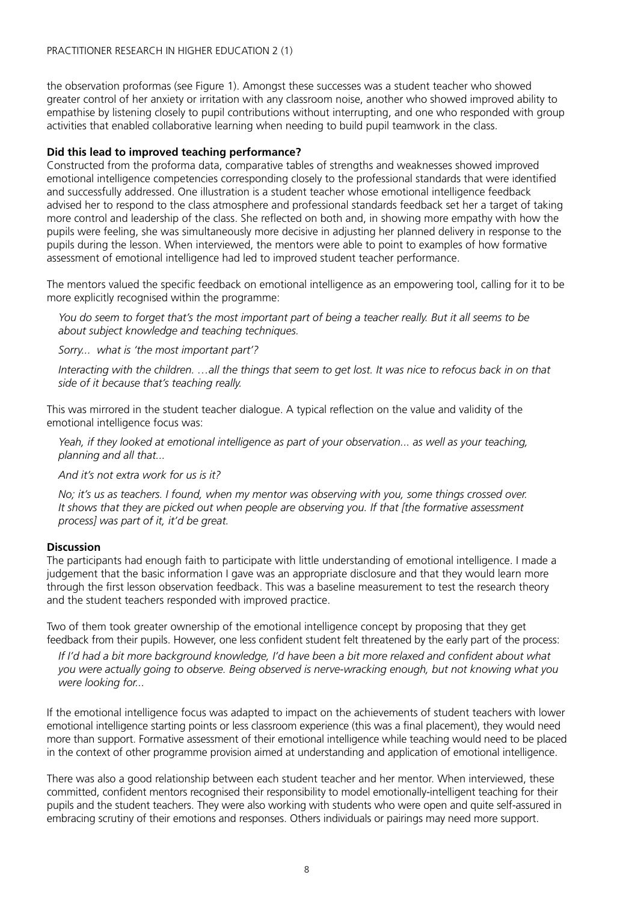the observation proformas (see Figure 1). Amongst these successes was a student teacher who showed greater control of her anxiety or irritation with any classroom noise, another who showed improved ability to empathise by listening closely to pupil contributions without interrupting, and one who responded with group activities that enabled collaborative learning when needing to build pupil teamwork in the class.

**Did this lead to improved teaching performance?**

Constructed from the proforma data, comparative tables of strengths and weaknesses showed improved emotional intelligence competencies corresponding closely to the professional standards that were identified and successfully addressed. One illustration is a student teacher whose emotional intelligence feedback advised her to respond to the class atmosphere and professional standards feedback set her a target of taking more control and leadership of the class. She reflected on both and, in showing more empathy with how the pupils were feeling, she was simultaneously more decisive in adjusting her planned delivery in response to the pupils during the lesson. When interviewed, the mentors were able to point to examples of how formative assessment of emotional intelligence had led to improved student teacher performance.

The mentors valued the specific feedback on emotional intelligence as an empowering tool, calling for it to be more explicitly recognised within the programme:

> *You do seem to forget that's the most important part of being a teacher really. But it all seems to be about subject knowledge and teaching techniques.*
>
> *Sorry... what is 'the most important part'?*
>
> *Interacting with the children. …all the things that seem to get lost. It was nice to refocus back in on that side of it because that's teaching really.*

This was mirrored in the student teacher dialogue. A typical reflection on the value and validity of the emotional intelligence focus was:

> *Yeah, if they looked at emotional intelligence as part of your observation... as well as your teaching, planning and all that...*
>
> *And it's not extra work for us is it?*
>
> *No; it's us as teachers. I found, when my mentor was observing with you, some things crossed over. It shows that they are picked out when people are observing you. If that [the formative assessment process] was part of it, it'd be great.*

**Discussion**

The participants had enough faith to participate with little understanding of emotional intelligence. I made a judgement that the basic information I gave was an appropriate disclosure and that they would learn more through the first lesson observation feedback. This was a baseline measurement to test the research theory and the student teachers responded with improved practice.

Two of them took greater ownership of the emotional intelligence concept by proposing that they get feedback from their pupils. However, one less confident student felt threatened by the early part of the process:

> *If I'd had a bit more background knowledge, I'd have been a bit more relaxed and confident about what you were actually going to observe. Being observed is nerve-wracking enough, but not knowing what you were looking for...*

If the emotional intelligence focus was adapted to impact on the achievements of student teachers with lower emotional intelligence starting points or less classroom experience (this was a final placement), they would need more than support. Formative assessment of their emotional intelligence while teaching would need to be placed in the context of other programme provision aimed at understanding and application of emotional intelligence.

There was also a good relationship between each student teacher and her mentor. When interviewed, these committed, confident mentors recognised their responsibility to model emotionally-intelligent teaching for their pupils and the student teachers. They were also working with students who were open and quite self-assured in embracing scrutiny of their emotions and responses. Others individuals or pairings may need more support.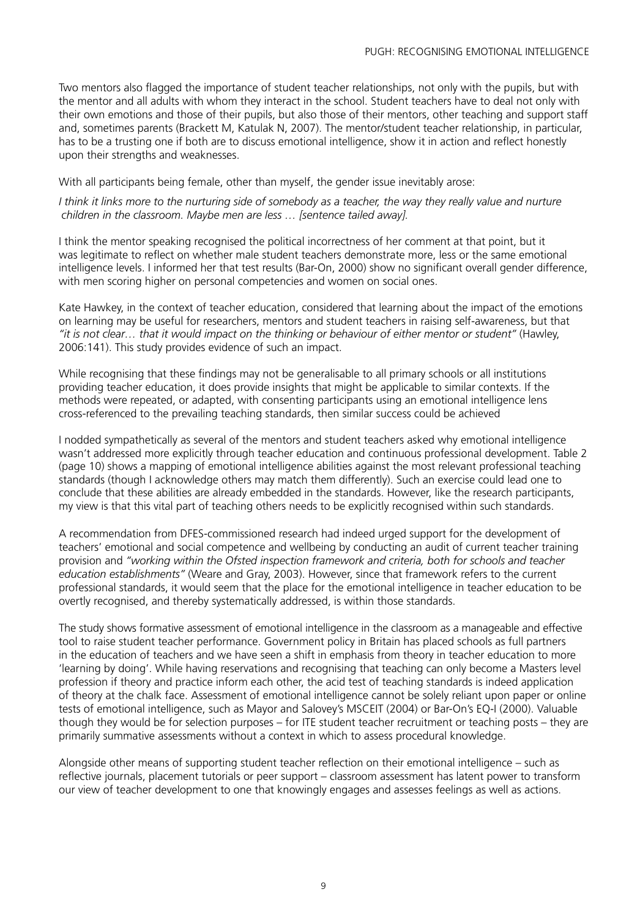Two mentors also flagged the importance of student teacher relationships, not only with the pupils, but with the mentor and all adults with whom they interact in the school. Student teachers have to deal not only with their own emotions and those of their pupils, but also those of their mentors, other teaching and support staff and, sometimes parents (Brackett M, Katulak N, 2007). The mentor/student teacher relationship, in particular, has to be a trusting one if both are to discuss emotional intelligence, show it in action and reflect honestly upon their strengths and weaknesses.

With all participants being female, other than myself, the gender issue inevitably arose:

*I think it links more to the nurturing side of somebody as a teacher, the way they really value and nurture children in the classroom. Maybe men are less … [sentence tailed away].*

I think the mentor speaking recognised the political incorrectness of her comment at that point, but it was legitimate to reflect on whether male student teachers demonstrate more, less or the same emotional intelligence levels. I informed her that test results (Bar-On, 2000) show no significant overall gender difference, with men scoring higher on personal competencies and women on social ones.

Kate Hawkey, in the context of teacher education, considered that learning about the impact of the emotions on learning may be useful for researchers, mentors and student teachers in raising self-awareness, but that *"it is not clear… that it would impact on the thinking or behaviour of either mentor or student"* (Hawley, 2006:141). This study provides evidence of such an impact.

While recognising that these findings may not be generalisable to all primary schools or all institutions providing teacher education, it does provide insights that might be applicable to similar contexts. If the methods were repeated, or adapted, with consenting participants using an emotional intelligence lens cross-referenced to the prevailing teaching standards, then similar success could be achieved

I nodded sympathetically as several of the mentors and student teachers asked why emotional intelligence wasn't addressed more explicitly through teacher education and continuous professional development. Table 2 (page 10) shows a mapping of emotional intelligence abilities against the most relevant professional teaching standards (though I acknowledge others may match them differently). Such an exercise could lead one to conclude that these abilities are already embedded in the standards. However, like the research participants, my view is that this vital part of teaching others needs to be explicitly recognised within such standards.

A recommendation from DFES-commissioned research had indeed urged support for the development of teachers' emotional and social competence and wellbeing by conducting an audit of current teacher training provision and *"working within the Ofsted inspection framework and criteria, both for schools and teacher education establishments"* (Weare and Gray, 2003). However, since that framework refers to the current professional standards, it would seem that the place for the emotional intelligence in teacher education to be overtly recognised, and thereby systematically addressed, is within those standards.

The study shows formative assessment of emotional intelligence in the classroom as a manageable and effective tool to raise student teacher performance. Government policy in Britain has placed schools as full partners in the education of teachers and we have seen a shift in emphasis from theory in teacher education to more 'learning by doing'. While having reservations and recognising that teaching can only become a Masters level profession if theory and practice inform each other, the acid test of teaching standards is indeed application of theory at the chalk face. Assessment of emotional intelligence cannot be solely reliant upon paper or online tests of emotional intelligence, such as Mayor and Salovey's MSCEIT (2004) or Bar-On's EQ-I (2000). Valuable though they would be for selection purposes – for ITE student teacher recruitment or teaching posts – they are primarily summative assessments without a context in which to assess procedural knowledge.

Alongside other means of supporting student teacher reflection on their emotional intelligence – such as reflective journals, placement tutorials or peer support – classroom assessment has latent power to transform our view of teacher development to one that knowingly engages and assesses feelings as well as actions.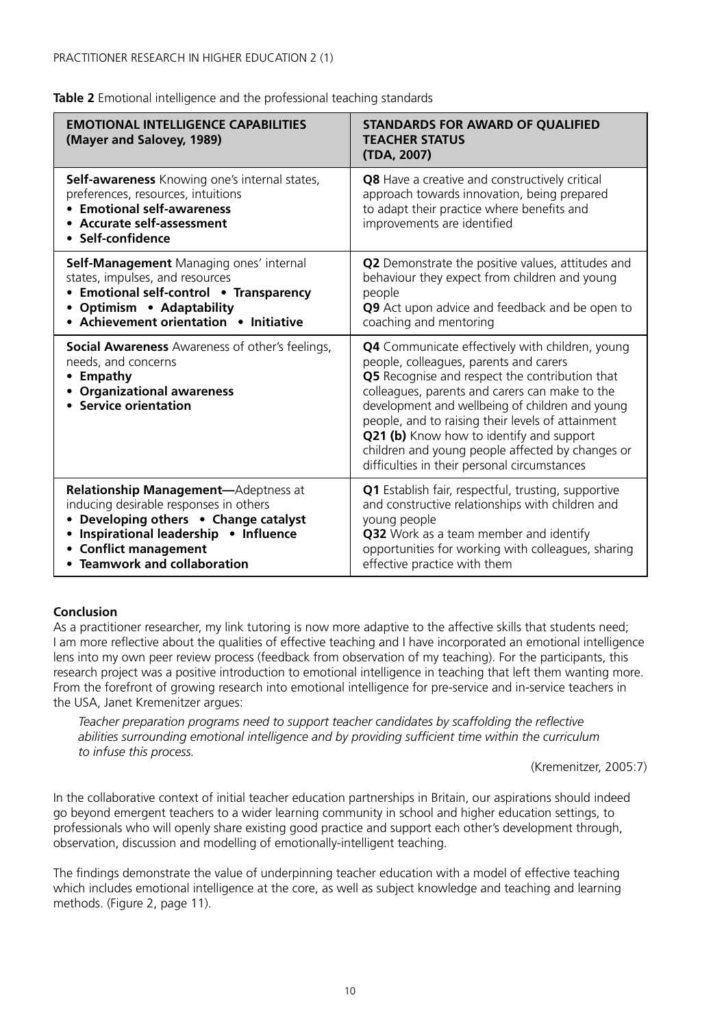**Table 2** Emotional intelligence and the professional teaching standards

| **EMOTIONAL INTELLIGENCE CAPABILITIES (Mayer and Salovey, 1989)** | **STANDARDS FOR AWARD OF QUALIFIED TEACHER STATUS (TDA, 2007)** |
|---|---|
| **Self-awareness** Knowing one's internal states, preferences, resources, intuitions<br>• **Emotional self-awareness**<br>• **Accurate self-assessment**<br>• **Self-confidence** | **Q8** Have a creative and constructively critical approach towards innovation, being prepared to adapt their practice where benefits and improvements are identified |
| **Self-Management** Managing ones' internal states, impulses, and resources<br>• **Emotional self-control** • **Transparency**<br>• **Optimism** • **Adaptability**<br>• **Achievement orientation** • **Initiative** | **Q2** Demonstrate the positive values, attitudes and behaviour they expect from children and young people<br>**Q9** Act upon advice and feedback and be open to coaching and mentoring |
| **Social Awareness** Awareness of other's feelings, needs, and concerns<br>• **Empathy**<br>• **Organizational awareness**<br>• **Service orientation** | **Q4** Communicate effectively with children, young people, colleagues, parents and carers<br>**Q5** Recognise and respect the contribution that colleagues, parents and carers can make to the development and wellbeing of children and young people, and to raising their levels of attainment<br>**Q21 (b)** Know how to identify and support children and young people affected by changes or difficulties in their personal circumstances |
| **Relationship Management—**Adeptness at inducing desirable responses in others<br>• **Developing others** • **Change catalyst**<br>• **Inspirational leadership** • **Influence**<br>• **Conflict management**<br>• **Teamwork and collaboration** | **Q1** Establish fair, respectful, trusting, supportive and constructive relationships with children and young people<br>**Q32** Work as a team member and identify opportunities for working with colleagues, sharing effective practice with them |

**Conclusion**

As a practitioner researcher, my link tutoring is now more adaptive to the affective skills that students need; I am more reflective about the qualities of effective teaching and I have incorporated an emotional intelligence lens into my own peer review process (feedback from observation of my teaching). For the participants, this research project was a positive introduction to emotional intelligence in teaching that left them wanting more. From the forefront of growing research into emotional intelligence for pre-service and in-service teachers in the USA, Janet Kremenitzer argues:

> *Teacher preparation programs need to support teacher candidates by scaffolding the reflective abilities surrounding emotional intelligence and by providing sufficient time within the curriculum to infuse this process.*
>
> (Kremenitzer, 2005:7)

In the collaborative context of initial teacher education partnerships in Britain, our aspirations should indeed go beyond emergent teachers to a wider learning community in school and higher education settings, to professionals who will openly share existing good practice and support each other's development through, observation, discussion and modelling of emotionally-intelligent teaching.

The findings demonstrate the value of underpinning teacher education with a model of effective teaching which includes emotional intelligence at the core, as well as subject knowledge and teaching and learning methods. (Figure 2, page 11).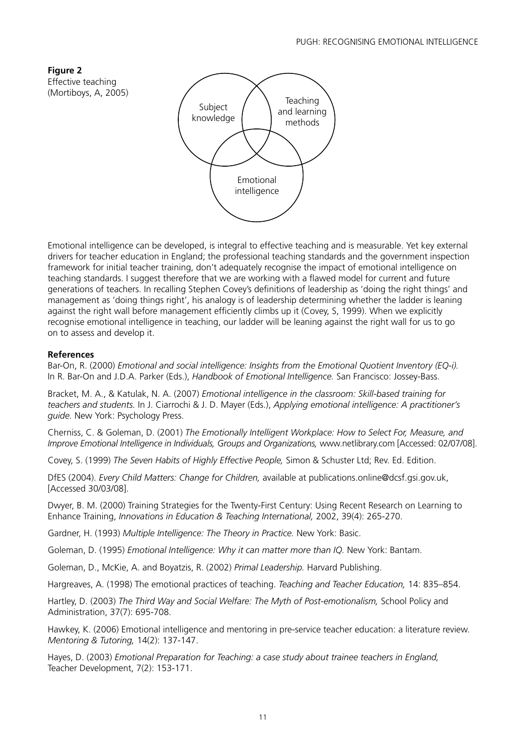**Figure 2**
Effective teaching
(Mortiboys, A, 2005)

Subject knowledge

Teaching and learning methods

Emotional intelligence

Emotional intelligence can be developed, is integral to effective teaching and is measurable. Yet key external drivers for teacher education in England; the professional teaching standards and the government inspection framework for initial teacher training, don't adequately recognise the impact of emotional intelligence on teaching standards. I suggest therefore that we are working with a flawed model for current and future generations of teachers. In recalling Stephen Covey's definitions of leadership as 'doing the right things' and management as 'doing things right', his analogy is of leadership determining whether the ladder is leaning against the right wall before management efficiently climbs up it (Covey, S, 1999). When we explicitly recognise emotional intelligence in teaching, our ladder will be leaning against the right wall for us to go on to assess and develop it.

**References**

Bar-On, R. (2000) *Emotional and social intelligence: Insights from the Emotional Quotient Inventory (EQ-i).* In R. Bar-On and J.D.A. Parker (Eds.), *Handbook of Emotional Intelligence.* San Francisco: Jossey-Bass.

Bracket, M. A., & Katulak, N. A. (2007) *Emotional intelligence in the classroom: Skill-based training for teachers and students.* In J. Ciarrochi & J. D. Mayer (Eds.), *Applying emotional intelligence: A practitioner's guide.* New York: Psychology Press.

Cherniss, C. & Goleman, D. (2001) *The Emotionally Intelligent Workplace: How to Select For, Measure, and Improve Emotional Intelligence in Individuals, Groups and Organizations,* www.netlibrary.com [Accessed: 02/07/08].

Covey, S. (1999) *The Seven Habits of Highly Effective People,* Simon & Schuster Ltd; Rev. Ed. Edition.

DfES (2004). *Every Child Matters: Change for Children,* available at publications.online@dcsf.gsi.gov.uk, [Accessed 30/03/08].

Dwyer, B. M. (2000) Training Strategies for the Twenty-First Century: Using Recent Research on Learning to Enhance Training, *Innovations in Education & Teaching International,* 2002, 39(4): 265-270.

Gardner, H. (1993) *Multiple Intelligence: The Theory in Practice.* New York: Basic.

Goleman, D. (1995) *Emotional Intelligence: Why it can matter more than IQ.* New York: Bantam.

Goleman, D., McKie, A. and Boyatzis, R. (2002) *Primal Leadership.* Harvard Publishing.

Hargreaves, A. (1998) The emotional practices of teaching. *Teaching and Teacher Education,* 14: 835–854.

Hartley, D. (2003) *The Third Way and Social Welfare: The Myth of Post-emotionalism,* School Policy and Administration, 37(7): 695-708.

Hawkey, K. (2006) Emotional intelligence and mentoring in pre-service teacher education: a literature review. *Mentoring & Tutoring,* 14(2): 137-147.

Hayes, D. (2003) *Emotional Preparation for Teaching: a case study about trainee teachers in England,* Teacher Development, 7(2): 153-171.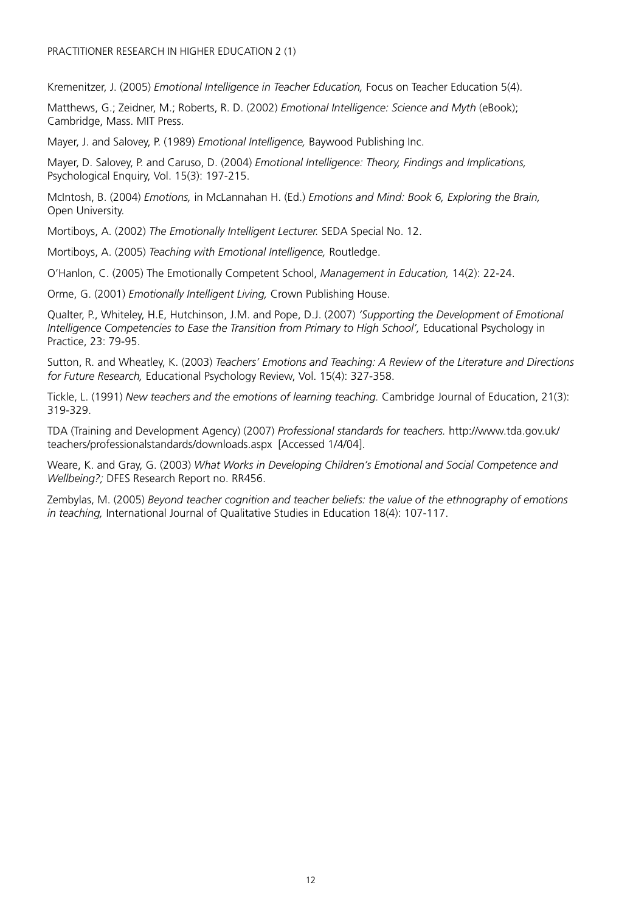Kremenitzer, J. (2005) *Emotional Intelligence in Teacher Education,* Focus on Teacher Education 5(4).

Matthews, G.; Zeidner, M.; Roberts, R. D. (2002) *Emotional Intelligence: Science and Myth* (eBook); Cambridge, Mass. MIT Press.

Mayer, J. and Salovey, P. (1989) *Emotional Intelligence,* Baywood Publishing Inc.

Mayer, D. Salovey, P. and Caruso, D. (2004) *Emotional Intelligence: Theory, Findings and Implications,* Psychological Enquiry, Vol. 15(3): 197-215.

McIntosh, B. (2004) *Emotions,* in McLannahan H. (Ed.) *Emotions and Mind: Book 6, Exploring the Brain,* Open University.

Mortiboys, A. (2002) *The Emotionally Intelligent Lecturer.* SEDA Special No. 12.

Mortiboys, A. (2005) *Teaching with Emotional Intelligence,* Routledge.

O'Hanlon, C. (2005) The Emotionally Competent School, *Management in Education,* 14(2): 22-24.

Orme, G. (2001) *Emotionally Intelligent Living,* Crown Publishing House.

Qualter, P., Whiteley, H.E, Hutchinson, J.M. and Pope, D.J. (2007) *'Supporting the Development of Emotional Intelligence Competencies to Ease the Transition from Primary to High School',* Educational Psychology in Practice, 23: 79-95.

Sutton, R. and Wheatley, K. (2003) *Teachers' Emotions and Teaching: A Review of the Literature and Directions for Future Research,* Educational Psychology Review, Vol. 15(4): 327-358.

Tickle, L. (1991) *New teachers and the emotions of learning teaching.* Cambridge Journal of Education, 21(3): 319-329.

TDA (Training and Development Agency) (2007) *Professional standards for teachers.* http://www.tda.gov.uk/teachers/professionalstandards/downloads.aspx [Accessed 1/4/04].

Weare, K. and Gray, G. (2003) *What Works in Developing Children's Emotional and Social Competence and Wellbeing?;* DFES Research Report no. RR456.

Zembylas, M. (2005) *Beyond teacher cognition and teacher beliefs: the value of the ethnography of emotions in teaching,* International Journal of Qualitative Studies in Education 18(4): 107-117.